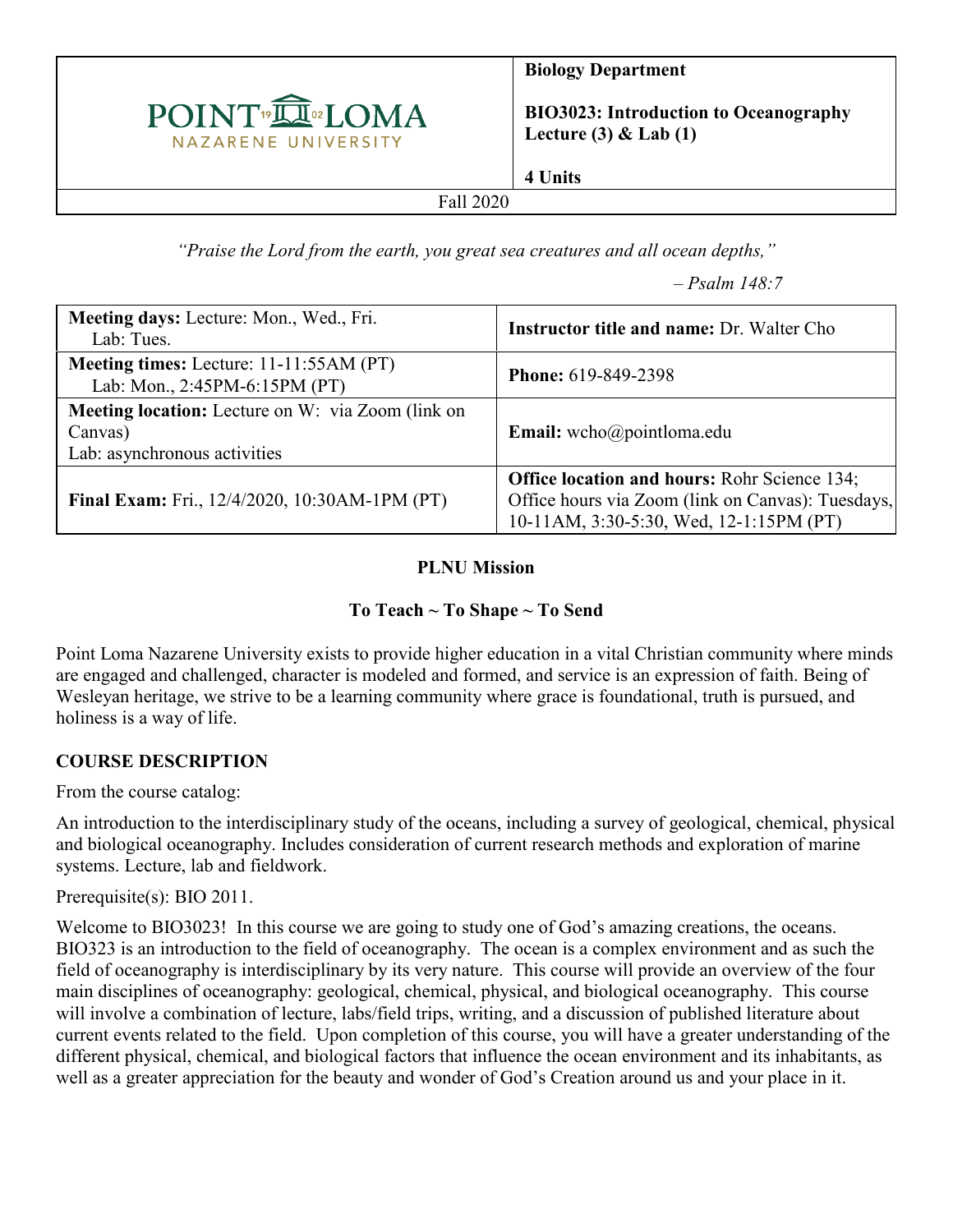| POINT LOMA NAZARENE UNIVERSITY | **Biology Department**<br><br>**BIO3023: Introduction to Oceanography Lecture (3) & Lab (1)**<br><br>**4 Units** |
|---|---|
| Fall 2020 | |

*"Praise the Lord from the earth, you great sea creatures and all ocean depths,"*

*– Psalm 148:7*

| **Meeting days:** Lecture: Mon., Wed., Fri.<br>Lab: Tues. | **Instructor title and name:** Dr. Walter Cho |
|---|---|
| **Meeting times:** Lecture: 11-11:55AM (PT)<br>Lab: Mon., 2:45PM-6:15PM (PT) | **Phone:** 619-849-2398 |
| **Meeting location:** Lecture on W: via Zoom (link on Canvas)<br>Lab: asynchronous activities | **Email:** wcho@pointloma.edu |
| **Final Exam:** Fri., 12/4/2020, 10:30AM-1PM (PT) | **Office location and hours:** Rohr Science 134; Office hours via Zoom (link on Canvas): Tuesdays, 10-11AM, 3:30-5:30, Wed, 12-1:15PM (PT) |

**PLNU Mission**

**To Teach ~ To Shape ~ To Send**

Point Loma Nazarene University exists to provide higher education in a vital Christian community where minds are engaged and challenged, character is modeled and formed, and service is an expression of faith. Being of Wesleyan heritage, we strive to be a learning community where grace is foundational, truth is pursued, and holiness is a way of life.

## COURSE DESCRIPTION

From the course catalog:

An introduction to the interdisciplinary study of the oceans, including a survey of geological, chemical, physical and biological oceanography. Includes consideration of current research methods and exploration of marine systems. Lecture, lab and fieldwork.

Prerequisite(s): BIO 2011.

Welcome to BIO3023! In this course we are going to study one of God's amazing creations, the oceans. BIO323 is an introduction to the field of oceanography. The ocean is a complex environment and as such the field of oceanography is interdisciplinary by its very nature. This course will provide an overview of the four main disciplines of oceanography: geological, chemical, physical, and biological oceanography. This course will involve a combination of lecture, labs/field trips, writing, and a discussion of published literature about current events related to the field. Upon completion of this course, you will have a greater understanding of the different physical, chemical, and biological factors that influence the ocean environment and its inhabitants, as well as a greater appreciation for the beauty and wonder of God's Creation around us and your place in it.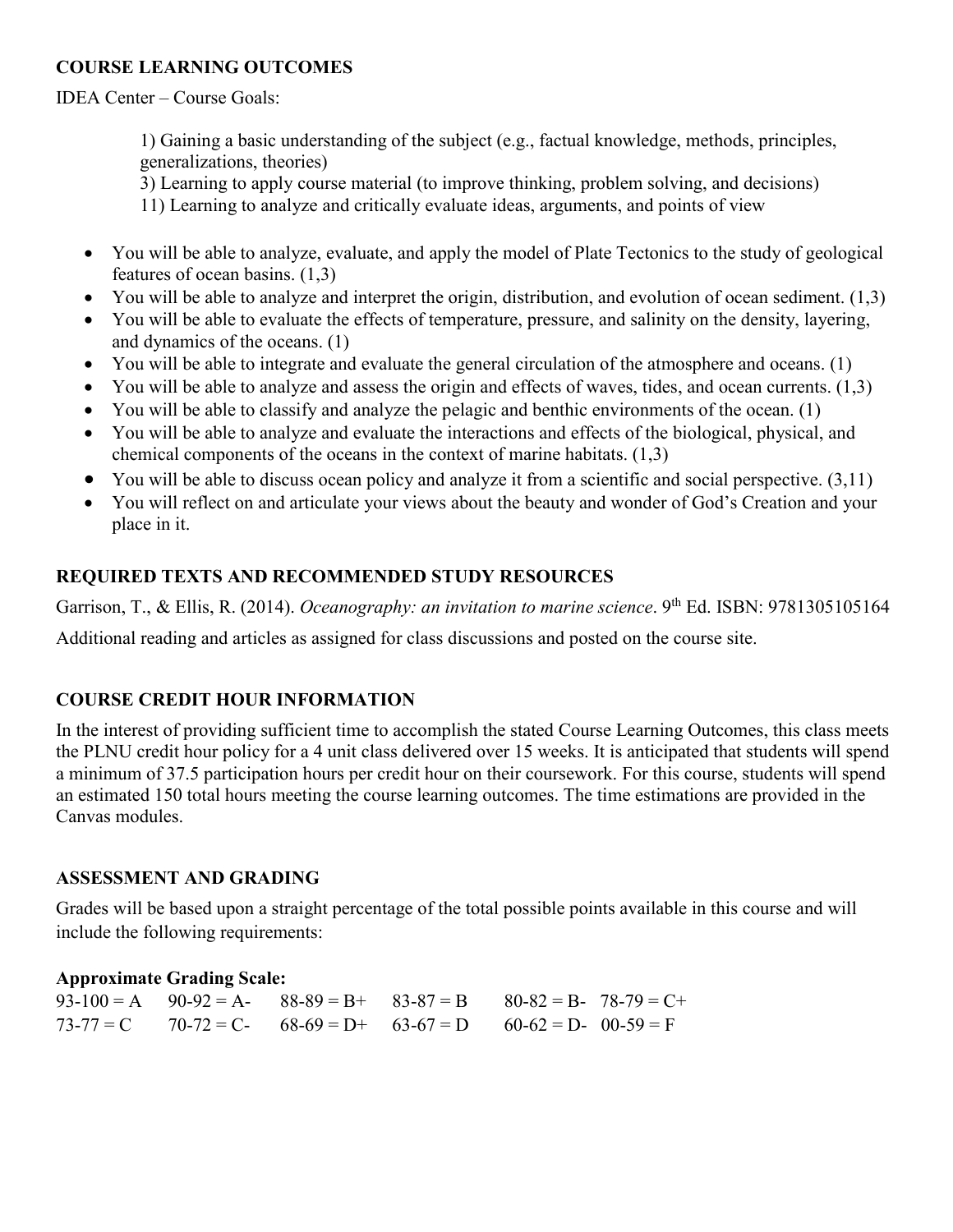## COURSE LEARNING OUTCOMES

IDEA Center – Course Goals:

> 1) Gaining a basic understanding of the subject (e.g., factual knowledge, methods, principles, generalizations, theories)
> 3) Learning to apply course material (to improve thinking, problem solving, and decisions)
> 11) Learning to analyze and critically evaluate ideas, arguments, and points of view

- You will be able to analyze, evaluate, and apply the model of Plate Tectonics to the study of geological features of ocean basins. (1,3)
- You will be able to analyze and interpret the origin, distribution, and evolution of ocean sediment. (1,3)
- You will be able to evaluate the effects of temperature, pressure, and salinity on the density, layering, and dynamics of the oceans. (1)
- You will be able to integrate and evaluate the general circulation of the atmosphere and oceans. (1)
- You will be able to analyze and assess the origin and effects of waves, tides, and ocean currents. (1,3)
- You will be able to classify and analyze the pelagic and benthic environments of the ocean. (1)
- You will be able to analyze and evaluate the interactions and effects of the biological, physical, and chemical components of the oceans in the context of marine habitats. (1,3)
- You will be able to discuss ocean policy and analyze it from a scientific and social perspective. (3,11)
- You will reflect on and articulate your views about the beauty and wonder of God's Creation and your place in it.

## REQUIRED TEXTS AND RECOMMENDED STUDY RESOURCES

Garrison, T., & Ellis, R. (2014). *Oceanography: an invitation to marine science*. 9th Ed. ISBN: 9781305105164

Additional reading and articles as assigned for class discussions and posted on the course site.

## COURSE CREDIT HOUR INFORMATION

In the interest of providing sufficient time to accomplish the stated Course Learning Outcomes, this class meets the PLNU credit hour policy for a 4 unit class delivered over 15 weeks. It is anticipated that students will spend a minimum of 37.5 participation hours per credit hour on their coursework. For this course, students will spend an estimated 150 total hours meeting the course learning outcomes. The time estimations are provided in the Canvas modules.

## ASSESSMENT AND GRADING

Grades will be based upon a straight percentage of the total possible points available in this course and will include the following requirements:

**Approximate Grading Scale:**

| | | | | | |
|---|---|---|---|---|---|
| 93-100 = A | 90-92 = A- | 88-89 = B+ | 83-87 = B | 80-82 = B- | 78-79 = C+ |
| 73-77 = C | 70-72 = C- | 68-69 = D+ | 63-67 = D | 60-62 = D- | 00-59 = F |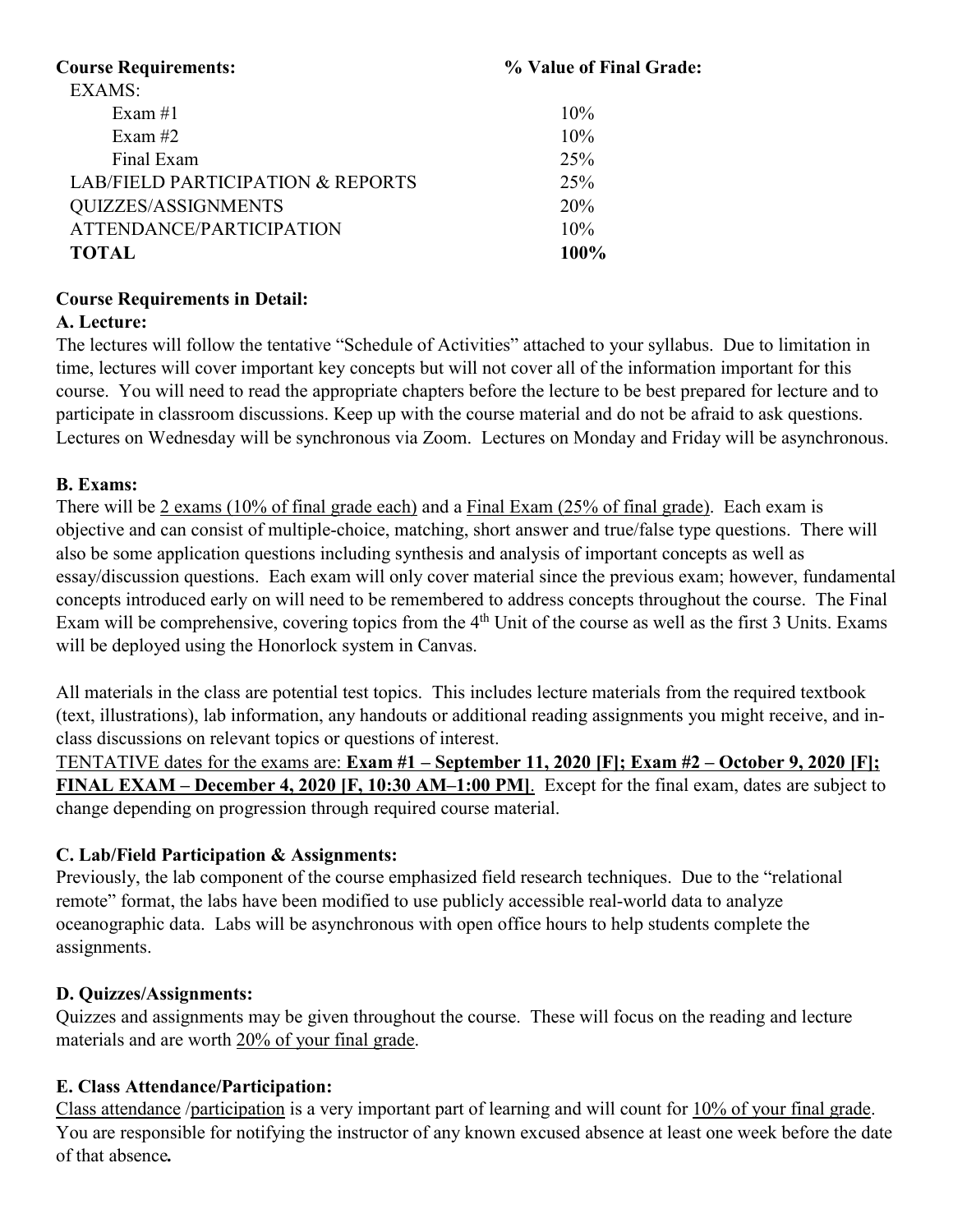| **Course Requirements:** | **% Value of Final Grade:** |
|---|---|
| EXAMS: | |
| Exam #1 | 10% |
| Exam #2 | 10% |
| Final Exam | 25% |
| LAB/FIELD PARTICIPATION & REPORTS | 25% |
| QUIZZES/ASSIGNMENTS | 20% |
| ATTENDANCE/PARTICIPATION | 10% |
| **TOTAL** | **100%** |

**Course Requirements in Detail:**

**A. Lecture:**

The lectures will follow the tentative "Schedule of Activities" attached to your syllabus. Due to limitation in time, lectures will cover important key concepts but will not cover all of the information important for this course. You will need to read the appropriate chapters before the lecture to be best prepared for lecture and to participate in classroom discussions. Keep up with the course material and do not be afraid to ask questions. Lectures on Wednesday will be synchronous via Zoom. Lectures on Monday and Friday will be asynchronous.

**B. Exams:**

There will be 2 exams (10% of final grade each) and a Final Exam (25% of final grade). Each exam is objective and can consist of multiple-choice, matching, short answer and true/false type questions. There will also be some application questions including synthesis and analysis of important concepts as well as essay/discussion questions. Each exam will only cover material since the previous exam; however, fundamental concepts introduced early on will need to be remembered to address concepts throughout the course. The Final Exam will be comprehensive, covering topics from the 4th Unit of the course as well as the first 3 Units. Exams will be deployed using the Honorlock system in Canvas.

All materials in the class are potential test topics. This includes lecture materials from the required textbook (text, illustrations), lab information, any handouts or additional reading assignments you might receive, and in-class discussions on relevant topics or questions of interest.

TENTATIVE dates for the exams are: **Exam #1 – September 11, 2020 [F]; Exam #2 – October 9, 2020 [F]; FINAL EXAM – December 4, 2020 [F, 10:30 AM–1:00 PM]**. Except for the final exam, dates are subject to change depending on progression through required course material.

**C. Lab/Field Participation & Assignments:**

Previously, the lab component of the course emphasized field research techniques. Due to the "relational remote" format, the labs have been modified to use publicly accessible real-world data to analyze oceanographic data. Labs will be asynchronous with open office hours to help students complete the assignments.

**D. Quizzes/Assignments:**

Quizzes and assignments may be given throughout the course. These will focus on the reading and lecture materials and are worth 20% of your final grade.

**E. Class Attendance/Participation:**

Class attendance /participation is a very important part of learning and will count for 10% of your final grade. You are responsible for notifying the instructor of any known excused absence at least one week before the date of that absence.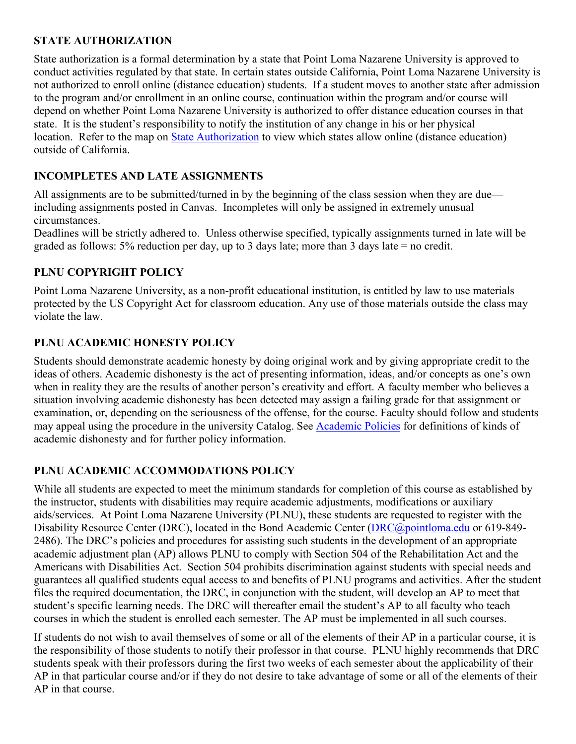## STATE AUTHORIZATION

State authorization is a formal determination by a state that Point Loma Nazarene University is approved to conduct activities regulated by that state. In certain states outside California, Point Loma Nazarene University is not authorized to enroll online (distance education) students. If a student moves to another state after admission to the program and/or enrollment in an online course, continuation within the program and/or course will depend on whether Point Loma Nazarene University is authorized to offer distance education courses in that state. It is the student's responsibility to notify the institution of any change in his or her physical location. Refer to the map on [State Authorization] to view which states allow online (distance education) outside of California.

## INCOMPLETES AND LATE ASSIGNMENTS

All assignments are to be submitted/turned in by the beginning of the class session when they are due—including assignments posted in Canvas. Incompletes will only be assigned in extremely unusual circumstances.
Deadlines will be strictly adhered to. Unless otherwise specified, typically assignments turned in late will be graded as follows: 5% reduction per day, up to 3 days late; more than 3 days late = no credit.

## PLNU COPYRIGHT POLICY

Point Loma Nazarene University, as a non-profit educational institution, is entitled by law to use materials protected by the US Copyright Act for classroom education. Any use of those materials outside the class may violate the law.

## PLNU ACADEMIC HONESTY POLICY

Students should demonstrate academic honesty by doing original work and by giving appropriate credit to the ideas of others. Academic dishonesty is the act of presenting information, ideas, and/or concepts as one's own when in reality they are the results of another person's creativity and effort. A faculty member who believes a situation involving academic dishonesty has been detected may assign a failing grade for that assignment or examination, or, depending on the seriousness of the offense, for the course. Faculty should follow and students may appeal using the procedure in the university Catalog. See [Academic Policies] for definitions of kinds of academic dishonesty and for further policy information.

## PLNU ACADEMIC ACCOMMODATIONS POLICY

While all students are expected to meet the minimum standards for completion of this course as established by the instructor, students with disabilities may require academic adjustments, modifications or auxiliary aids/services. At Point Loma Nazarene University (PLNU), these students are requested to register with the Disability Resource Center (DRC), located in the Bond Academic Center (DRC@pointloma.edu or 619-849-2486). The DRC's policies and procedures for assisting such students in the development of an appropriate academic adjustment plan (AP) allows PLNU to comply with Section 504 of the Rehabilitation Act and the Americans with Disabilities Act. Section 504 prohibits discrimination against students with special needs and guarantees all qualified students equal access to and benefits of PLNU programs and activities. After the student files the required documentation, the DRC, in conjunction with the student, will develop an AP to meet that student's specific learning needs. The DRC will thereafter email the student's AP to all faculty who teach courses in which the student is enrolled each semester. The AP must be implemented in all such courses.

If students do not wish to avail themselves of some or all of the elements of their AP in a particular course, it is the responsibility of those students to notify their professor in that course. PLNU highly recommends that DRC students speak with their professors during the first two weeks of each semester about the applicability of their AP in that particular course and/or if they do not desire to take advantage of some or all of the elements of their AP in that course.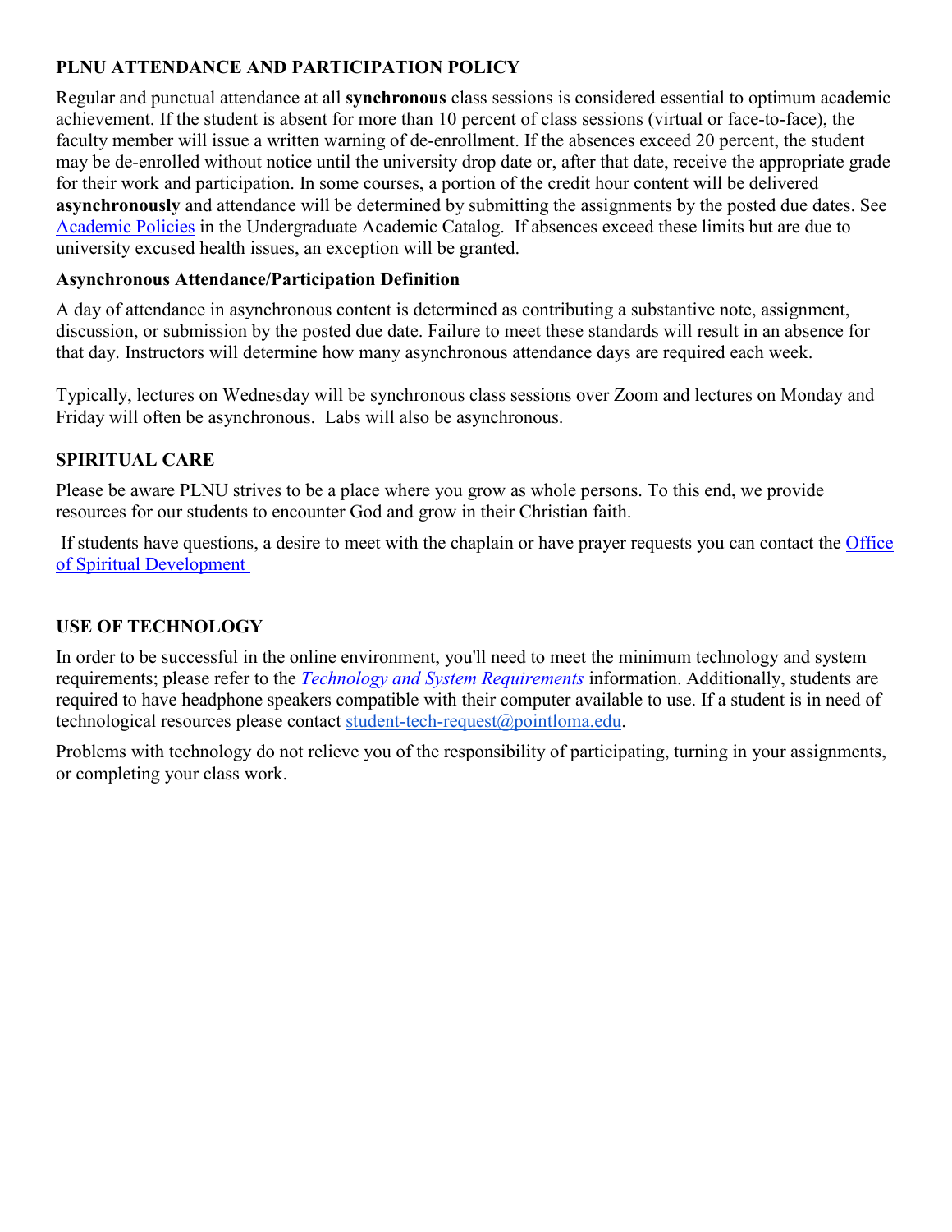## PLNU ATTENDANCE AND PARTICIPATION POLICY

Regular and punctual attendance at all **synchronous** class sessions is considered essential to optimum academic achievement. If the student is absent for more than 10 percent of class sessions (virtual or face-to-face), the faculty member will issue a written warning of de-enrollment. If the absences exceed 20 percent, the student may be de-enrolled without notice until the university drop date or, after that date, receive the appropriate grade for their work and participation. In some courses, a portion of the credit hour content will be delivered **asynchronously** and attendance will be determined by submitting the assignments by the posted due dates. See [Academic Policies](#) in the Undergraduate Academic Catalog. If absences exceed these limits but are due to university excused health issues, an exception will be granted.

### Asynchronous Attendance/Participation Definition

A day of attendance in asynchronous content is determined as contributing a substantive note, assignment, discussion, or submission by the posted due date. Failure to meet these standards will result in an absence for that day. Instructors will determine how many asynchronous attendance days are required each week.

Typically, lectures on Wednesday will be synchronous class sessions over Zoom and lectures on Monday and Friday will often be asynchronous. Labs will also be asynchronous.

## SPIRITUAL CARE

Please be aware PLNU strives to be a place where you grow as whole persons. To this end, we provide resources for our students to encounter God and grow in their Christian faith.

If students have questions, a desire to meet with the chaplain or have prayer requests you can contact the [Office of Spiritual Development](#)

## USE OF TECHNOLOGY

In order to be successful in the online environment, you'll need to meet the minimum technology and system requirements; please refer to the [*Technology and System Requirements*](#) information. Additionally, students are required to have headphone speakers compatible with their computer available to use. If a student is in need of technological resources please contact [student-tech-request@pointloma.edu](mailto:student-tech-request@pointloma.edu).

Problems with technology do not relieve you of the responsibility of participating, turning in your assignments, or completing your class work.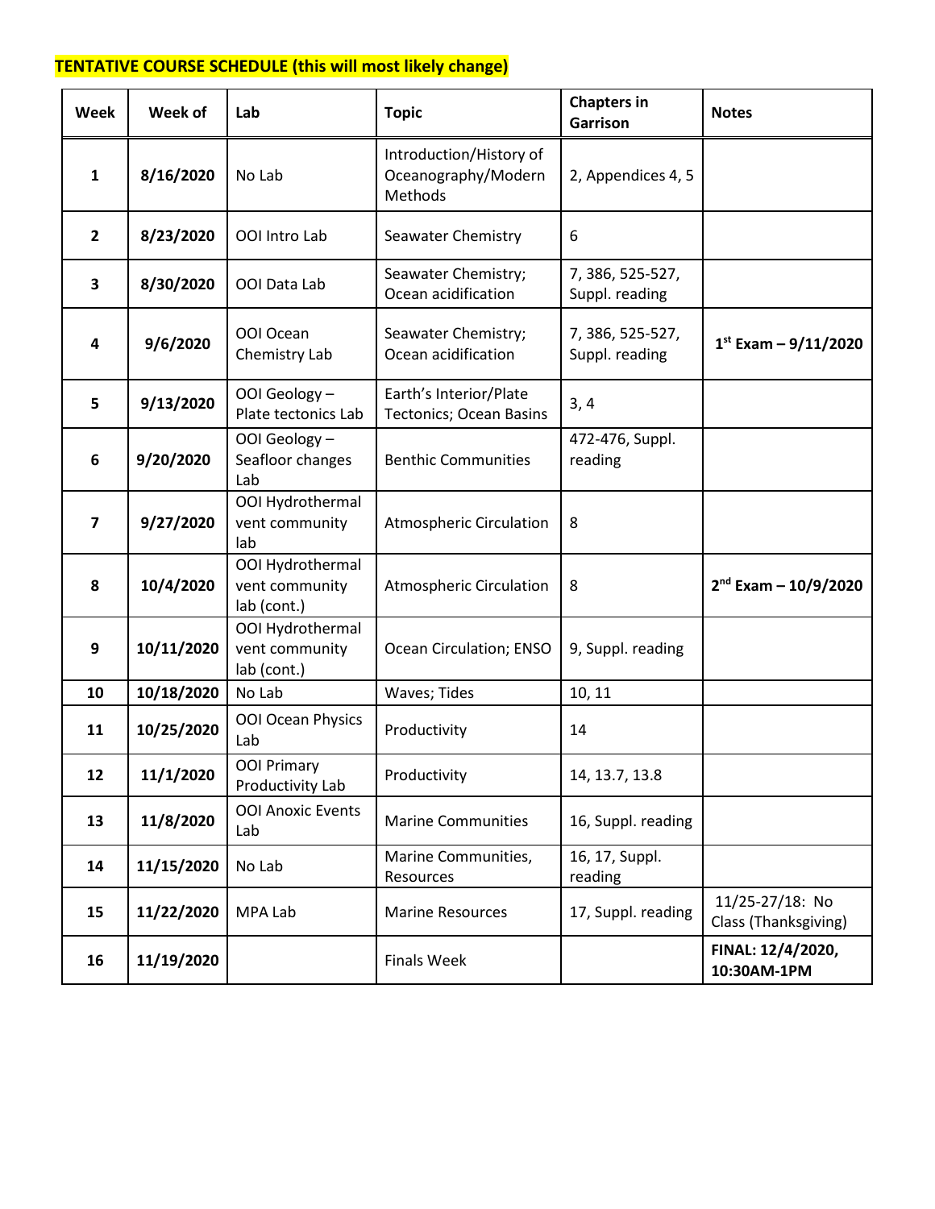**TENTATIVE COURSE SCHEDULE (this will most likely change)**

| Week | Week of | Lab | Topic | Chapters in Garrison | Notes |
|---|---|---|---|---|---|
| **1** | **8/16/2020** | No Lab | Introduction/History of Oceanography/Modern Methods | 2, Appendices 4, 5 | |
| **2** | **8/23/2020** | OOI Intro Lab | Seawater Chemistry | 6 | |
| **3** | **8/30/2020** | OOI Data Lab | Seawater Chemistry; Ocean acidification | 7, 386, 525-527, Suppl. reading | |
| **4** | **9/6/2020** | OOI Ocean Chemistry Lab | Seawater Chemistry; Ocean acidification | 7, 386, 525-527, Suppl. reading | **1st Exam – 9/11/2020** |
| **5** | **9/13/2020** | OOI Geology – Plate tectonics Lab | Earth's Interior/Plate Tectonics; Ocean Basins | 3, 4 | |
| **6** | **9/20/2020** | OOI Geology – Seafloor changes Lab | Benthic Communities | 472-476, Suppl. reading | |
| **7** | **9/27/2020** | OOI Hydrothermal vent community lab | Atmospheric Circulation | 8 | |
| **8** | **10/4/2020** | OOI Hydrothermal vent community lab (cont.) | Atmospheric Circulation | 8 | **2nd Exam – 10/9/2020** |
| **9** | **10/11/2020** | OOI Hydrothermal vent community lab (cont.) | Ocean Circulation; ENSO | 9, Suppl. reading | |
| **10** | **10/18/2020** | No Lab | Waves; Tides | 10, 11 | |
| **11** | **10/25/2020** | OOI Ocean Physics Lab | Productivity | 14 | |
| **12** | **11/1/2020** | OOI Primary Productivity Lab | Productivity | 14, 13.7, 13.8 | |
| **13** | **11/8/2020** | OOI Anoxic Events Lab | Marine Communities | 16, Suppl. reading | |
| **14** | **11/15/2020** | No Lab | Marine Communities, Resources | 16, 17, Suppl. reading | |
| **15** | **11/22/2020** | MPA Lab | Marine Resources | 17, Suppl. reading | 11/25-27/18: No Class (Thanksgiving) |
| **16** | **11/19/2020** | | Finals Week | | **FINAL: 12/4/2020, 10:30AM-1PM** |